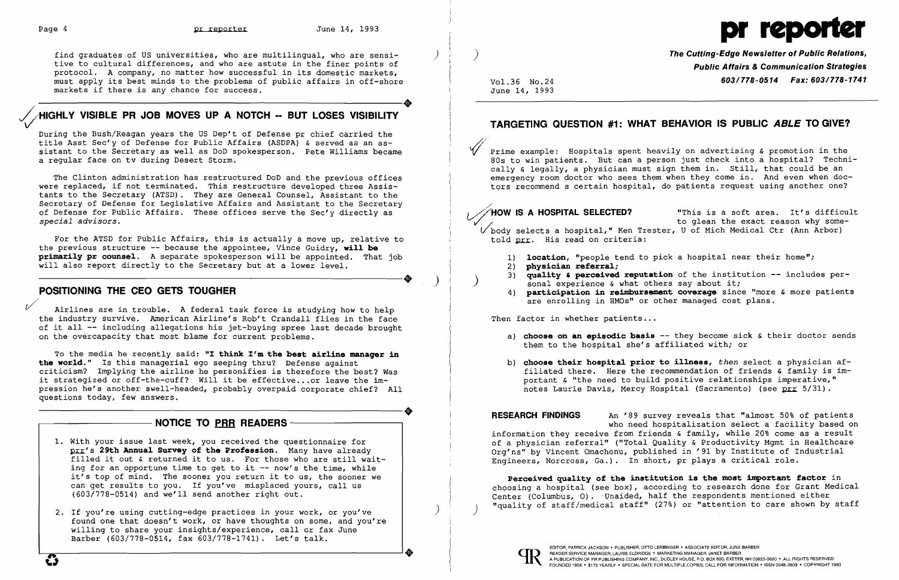find graduates of US universities, who are multilingual, who are sensitive to cultural differences, and who are astute in the finer points of protocol. A company, no matter how successful in its domestic markets, must apply its best minds to the problems of public affairs in off-shore markets if there is any chance for success.

## HIGHLY VISIBLE PR JOB MOVES UP A NOTCH -- BUT LOSES VISIBILITY

During the Bush/Reagan years the US Dep't of Defense pr chief carried the title Asst Sec'y of Defense for Public Affairs (ASDPA) & served as an assistant to the Secretary as well as DoD spokesperson. Pete Williams became a regular face on tv during Desert Storm.

The Clinton administration has restructured DoD and the previous offices were replaced, if not terminated. This restructure developed three Assistants to the Secretary (ATSD). They are General Counsel, Assistant to the Secretary of Defense for Legislative Affairs and Assistant to the Secretary of Defense for Public Affairs. These offices serve the Sec'y directly as *special advisors*.

For the ATSD for Public Affairs, this is actually a move up, relative to the previous structure -- because the appointee, Vince Guidry, **will be primarily pr counsel**. A separate spokesperson will be appointed. That job will also report directly to the Secretary but at a lower level.

## POSITIONING THE CEO GETS TOUGHER

Airlines are in trouble. A federal task force is studying how to help the industry survive. American Airline's Rob't Crandall flies in the face of it all -- including allegations his jet-buying spree last decade brought on the overcapacity that most blame for current problems.

To the media he recently said: **"I think I'm the best airline manager in the world."** Is this managerial ego seeping thru? Defense against criticism? Implying the airline he personifies is therefore the best? Was it strategized or off-the-cuff? Will it be effective...or leave the impression he's another swell-headed, probably overpaid corporate chief? All questions today, few answers.

### NOTICE TO PRR READERS

1. With your issue last week, you received the questionnaire for prr's **29th Annual Survey of the Profession**. Many have already filled it out & returned it to us. For those who are still waiting for an opportune time to get to it -- now's the time, while it's top of mind. The sooner you return it to us, the sooner we can get results to you. If you've misplaced yours, call us (603/778-0514) and we'll send another right out.
2. If you're using cutting-edge practices in your work, or you've found one that doesn't work, or have thoughts on some, and you're willing to share your insights/experience, call or fax June Barber (603/778-0514, fax 603/778-1741). Let's talk.

# pr reporter

**The Cutting-Edge Newsletter of Public Relations, Public Affairs & Communication Strategies**
**603/778-0514 Fax: 603/778-1741**

Vol.36 No.24
June 14, 1993

## TARGETING QUESTION #1: WHAT BEHAVIOR IS PUBLIC *ABLE* TO GIVE?

Prime example: Hospitals spent heavily on advertising & promotion in the 80s to win patients. But can a person just check into a hospital? Technically & legally, a physician must sign them in. Still, that could be an emergency room doctor who sees them when they come in. And even when doctors recommend a certain hospital, do patients request using another one?

**HOW IS A HOSPITAL SELECTED?** "This is a soft area. It's difficult to glean the exact reason why somebody selects a hospital," Ken Trester, U of Mich Medical Ctr (Ann Arbor) told prr. His read on criteria:

1) **location**, "people tend to pick a hospital near their home";
2) **physician referral**;
3) **quality & perceived reputation** of the institution -- includes personal experience & what others say about it;
4) **participation in reimbursement coverage** since "more & more patients are enrolling in HMOs" or other managed cost plans.

Then factor in whether patients...

a) **choose on an episodic basis** -- they become sick & their doctor sends them to the hospital she's affiliated with; or

b) **choose their hospital prior to illness**, *then* select a physician affiliated there. Here the recommendation of friends & family is important & "the need to build positive relationships imperative," notes Laurie Davis, Mercy Hospital (Sacramento) (see prr 5/31).

**RESEARCH FINDINGS** An '89 survey reveals that "almost 50% of patients who need hospitalization select a facility based on information they receive from friends & family, while 20% come as a result of a physician referral" ("Total Quality & Productivity Mgmt in Healthcare Org'ns" by Vincent Omachonu, published in '91 by Institute of Industrial Engineers, Norcross, Ga.). In short, pr plays a critical role.

**Perceived quality of the institution is the most important factor** in choosing a hospital (see box), according to research done for Grant Medical Center (Columbus, O). Unaided, half the respondents mentioned either "quality of staff/medical staff" (27%) or "attention to care shown by staff

EDITOR, PATRICK JACKSON • PUBLISHER, OTTO LERBINGER • ASSOCIATE EDITOR, JUNE BARBER
READER SERVICE MANAGER, LAURIE ELDRIDGE • MARKETING MANAGER, JANET BARBER
A PUBLICATION OF PR PUBLISHING COMPANY, INC., DUDLEY HOUSE, P.O. BOX 600, EXETER, NH 03833-0600 • ALL RIGHTS RESERVED
FOUNDED 1958 • $175 YEARLY • SPECIAL RATE FOR MULTIPLE COPIES; CALL FOR INFORMATION • ISSN 0048-2609 • COPYRIGHT 1993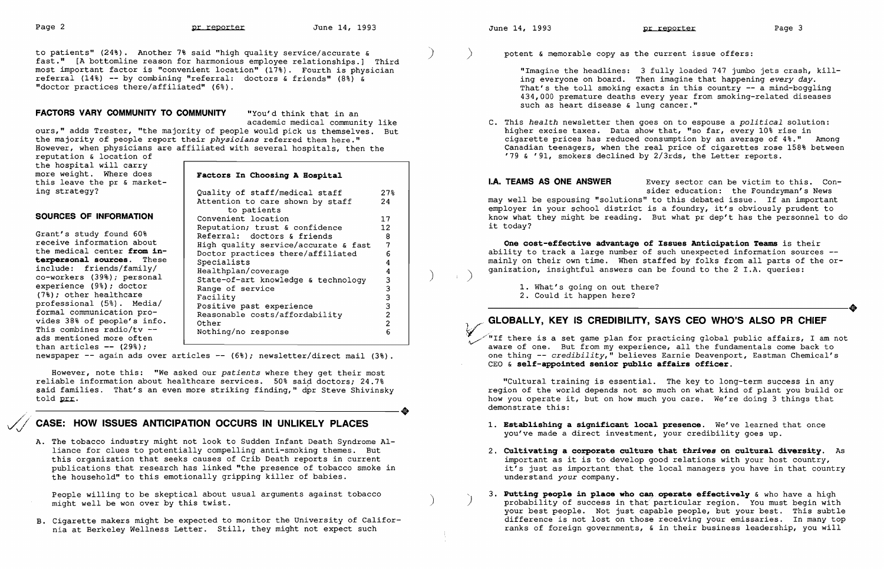to patients" (24%). Another 7% said "high quality service/accurate & fast." [A bottomline reason for harmonious employee relationships.] Third most important factor is "convenient location" (17%). Fourth is physician referral (14%) -- by combining "referral: doctors & friends" (8%) & "doctor practices there/affiliated" (6%).

**FACTORS VARY COMMUNITY TO COMMUNITY** "You'd think that in an academic medical community like ours," adds Trester, "the majority of people would pick us themselves. But the majority of people report their *physicians* referred them here." However, when physicians are affiliated with several hospitals, then the reputation & location of the hospital will carry more weight. Where does this leave the pr & marketing strategy?

**Factors In Choosing A Hospital**

| | |
|---|---|
| Quality of staff/medical staff | 27% |
| Attention to care shown by staff to patients | 24 |
| Convenient location | 17 |
| Reputation; trust & confidence | 12 |
| Referral: doctors & friends | 8 |
| High quality service/accurate & fast | 7 |
| Doctor practices there/affiliated | 6 |
| Specialists | 4 |
| Healthplan/coverage | 4 |
| State-of-art knowledge & technology | 3 |
| Range of service | 3 |
| Facility | 3 |
| Positive past experience | 3 |
| Reasonable costs/affordability | 2 |
| Other | 2 |
| Nothing/no response | 6 |

**SOURCES OF INFORMATION**

Grant's study found 60% receive information about the medical center **from interpersonal sources**. These include: friends/family/co-workers (39%); personal experience (9%); doctor (7%); other healthcare professional (5%). Media/formal communication provides 38% of people's info. This combines radio/tv -- ads mentioned more often than articles -- (29%); newspaper -- again ads over articles -- (6%); newsletter/direct mail (3%).

However, note this: "We asked our *patients* where they get their most reliable information about healthcare services. 50% said doctors; 24.7% said families. That's an even more striking finding," dpr Steve Shivinsky told prr.

## CASE: HOW ISSUES ANTICIPATION OCCURS IN UNLIKELY PLACES

A. The tobacco industry might not look to Sudden Infant Death Syndrome Alliance for clues to potentially compelling anti-smoking themes. But this organization that seeks causes of Crib Death reports in current publications that research has linked "the presence of tobacco smoke in the household" to this emotionally gripping killer of babies.

People willing to be skeptical about usual arguments against tobacco might well be won over by this twist.

B. Cigarette makers might be expected to monitor the University of California at Berkeley Wellness Letter. Still, they might not expect such potent & memorable copy as the current issue offers:

"Imagine the headlines: 3 fully loaded 747 jumbo jets crash, killing everyone on board. Then imagine that happening *every day*. That's the toll smoking exacts in this country -- a mind-boggling 434,000 premature deaths every year from smoking-related diseases such as heart disease & lung cancer."

C. This *health* newsletter then goes on to espouse a *political* solution: higher excise taxes. Data show that, "so far, every 10% rise in cigarette prices has reduced consumption by an average of 4%." Among Canadian teenagers, when the real price of cigarettes rose 158% between '79 & '91, smokers declined by 2/3rds, the Letter reports.

**I.A. TEAMS AS ONE ANSWER** Every sector can be victim to this. Consider education: the Foundryman's News may well be espousing "solutions" to this debated issue. If an important employer in your school district is a foundry, it's obviously prudent to know what they might be reading. But what pr dep't has the personnel to do it today?

**One cost-effective advantage of Issues Anticipation Teams** is their ability to track a large number of such unexpected information sources -- mainly on their own time. When staffed by folks from all parts of the organization, insightful answers can be found to the 2 I.A. queries:

1. What's going on out there?
2. Could it happen here?

## GLOBALLY, KEY IS CREDIBILITY, SAYS CEO WHO'S ALSO PR CHIEF

"If there is a set game plan for practicing global public affairs, I am not aware of one. But from my experience, all the fundamentals come back to one thing -- *credibility*," believes Earnie Deavenport, Eastman Chemical's CEO & **self-appointed senior public affairs officer**.

"Cultural training is essential. The key to long-term success in any region of the world depends not so much on what kind of plant you build or how you operate it, but on how much you care. We're doing 3 things that demonstrate this:

1. **Establishing a significant local presence**. We've learned that once you've made a direct investment, your credibility goes up.
2. **Cultivating a corporate culture that *thrives* on cultural diversity**. As important as it is to develop good relations with your host country, it's just as important that the local managers you have in that country understand *your* company.
3. **Putting people in place who can operate effectively** & who have a high probability of success in that particular region. You must begin with your best people. Not just capable people, but your best. This subtle difference is not lost on those receiving your emissaries. In many top ranks of foreign governments, & in their business leadership, you will